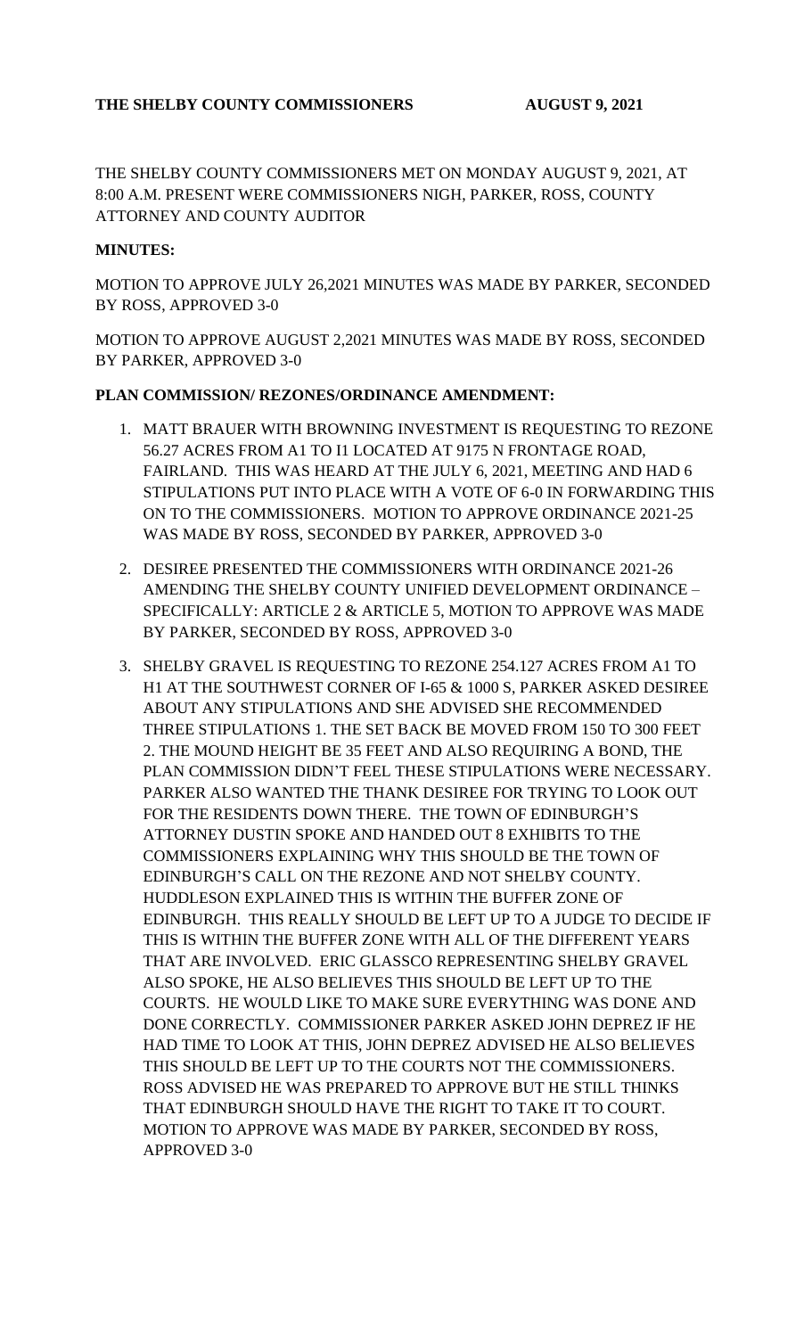**THE SHELBY COUNTY COMMISSIONERS AUGUST 9, 2021**

THE SHELBY COUNTY COMMISSIONERS MET ON MONDAY AUGUST 9, 2021, AT 8:00 A.M. PRESENT WERE COMMISSIONERS NIGH, PARKER, ROSS, COUNTY ATTORNEY AND COUNTY AUDITOR

**MINUTES:**

MOTION TO APPROVE JULY 26,2021 MINUTES WAS MADE BY PARKER, SECONDED BY ROSS, APPROVED 3-0

MOTION TO APPROVE AUGUST 2,2021 MINUTES WAS MADE BY ROSS, SECONDED BY PARKER, APPROVED 3-0

**PLAN COMMISSION/ REZONES/ORDINANCE AMENDMENT:**

1. MATT BRAUER WITH BROWNING INVESTMENT IS REQUESTING TO REZONE 56.27 ACRES FROM A1 TO I1 LOCATED AT 9175 N FRONTAGE ROAD, FAIRLAND. THIS WAS HEARD AT THE JULY 6, 2021, MEETING AND HAD 6 STIPULATIONS PUT INTO PLACE WITH A VOTE OF 6-0 IN FORWARDING THIS ON TO THE COMMISSIONERS. MOTION TO APPROVE ORDINANCE 2021-25 WAS MADE BY ROSS, SECONDED BY PARKER, APPROVED 3-0
2. DESIREE PRESENTED THE COMMISSIONERS WITH ORDINANCE 2021-26 AMENDING THE SHELBY COUNTY UNIFIED DEVELOPMENT ORDINANCE – SPECIFICALLY: ARTICLE 2 & ARTICLE 5, MOTION TO APPROVE WAS MADE BY PARKER, SECONDED BY ROSS, APPROVED 3-0
3. SHELBY GRAVEL IS REQUESTING TO REZONE 254.127 ACRES FROM A1 TO H1 AT THE SOUTHWEST CORNER OF I-65 & 1000 S, PARKER ASKED DESIREE ABOUT ANY STIPULATIONS AND SHE ADVISED SHE RECOMMENDED THREE STIPULATIONS 1. THE SET BACK BE MOVED FROM 150 TO 300 FEET 2. THE MOUND HEIGHT BE 35 FEET AND ALSO REQUIRING A BOND, THE PLAN COMMISSION DIDN'T FEEL THESE STIPULATIONS WERE NECESSARY. PARKER ALSO WANTED THE THANK DESIREE FOR TRYING TO LOOK OUT FOR THE RESIDENTS DOWN THERE. THE TOWN OF EDINBURGH'S ATTORNEY DUSTIN SPOKE AND HANDED OUT 8 EXHIBITS TO THE COMMISSIONERS EXPLAINING WHY THIS SHOULD BE THE TOWN OF EDINBURGH'S CALL ON THE REZONE AND NOT SHELBY COUNTY. HUDDLESON EXPLAINED THIS IS WITHIN THE BUFFER ZONE OF EDINBURGH. THIS REALLY SHOULD BE LEFT UP TO A JUDGE TO DECIDE IF THIS IS WITHIN THE BUFFER ZONE WITH ALL OF THE DIFFERENT YEARS THAT ARE INVOLVED. ERIC GLASSCO REPRESENTING SHELBY GRAVEL ALSO SPOKE, HE ALSO BELIEVES THIS SHOULD BE LEFT UP TO THE COURTS. HE WOULD LIKE TO MAKE SURE EVERYTHING WAS DONE AND DONE CORRECTLY. COMMISSIONER PARKER ASKED JOHN DEPREZ IF HE HAD TIME TO LOOK AT THIS, JOHN DEPREZ ADVISED HE ALSO BELIEVES THIS SHOULD BE LEFT UP TO THE COURTS NOT THE COMMISSIONERS. ROSS ADVISED HE WAS PREPARED TO APPROVE BUT HE STILL THINKS THAT EDINBURGH SHOULD HAVE THE RIGHT TO TAKE IT TO COURT. MOTION TO APPROVE WAS MADE BY PARKER, SECONDED BY ROSS, APPROVED 3-0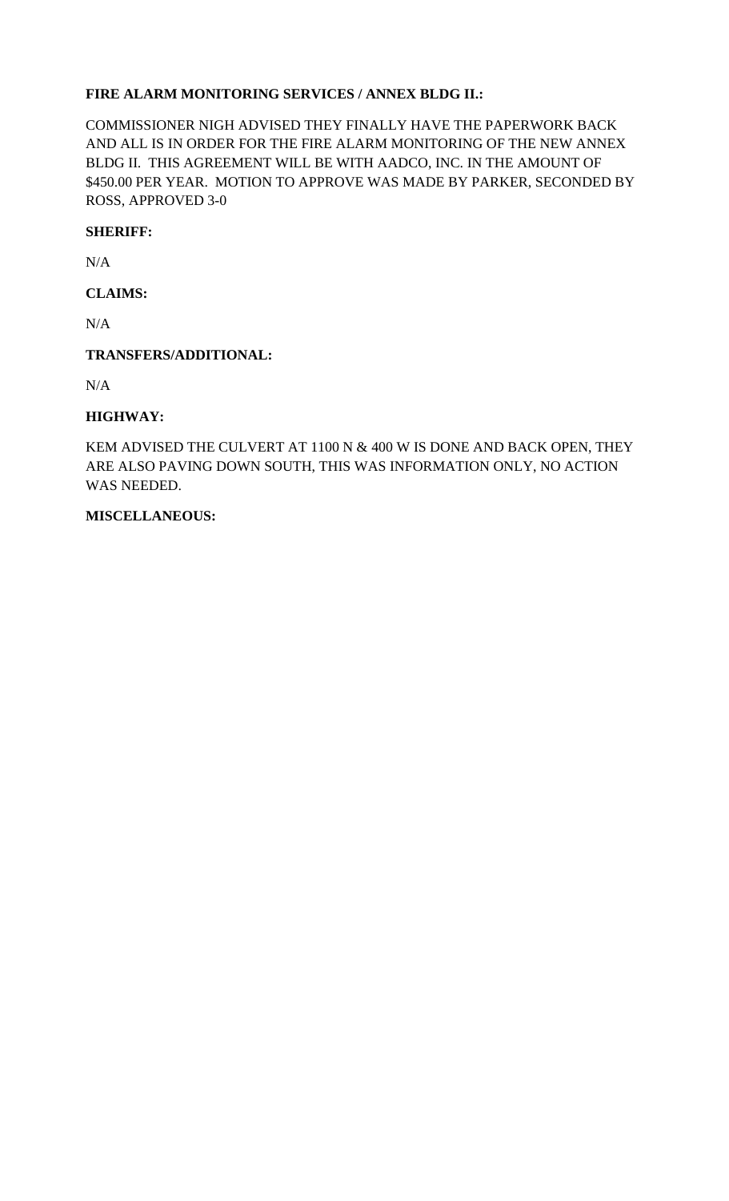**FIRE ALARM MONITORING SERVICES / ANNEX BLDG II.:**

COMMISSIONER NIGH ADVISED THEY FINALLY HAVE THE PAPERWORK BACK AND ALL IS IN ORDER FOR THE FIRE ALARM MONITORING OF THE NEW ANNEX BLDG II. THIS AGREEMENT WILL BE WITH AADCO, INC. IN THE AMOUNT OF $450.00 PER YEAR. MOTION TO APPROVE WAS MADE BY PARKER, SECONDED BY ROSS, APPROVED 3-0

**SHERIFF:**

N/A

**CLAIMS:**

N/A

**TRANSFERS/ADDITIONAL:**

N/A

**HIGHWAY:**

KEM ADVISED THE CULVERT AT 1100 N & 400 W IS DONE AND BACK OPEN, THEY ARE ALSO PAVING DOWN SOUTH, THIS WAS INFORMATION ONLY, NO ACTION WAS NEEDED.

**MISCELLANEOUS:**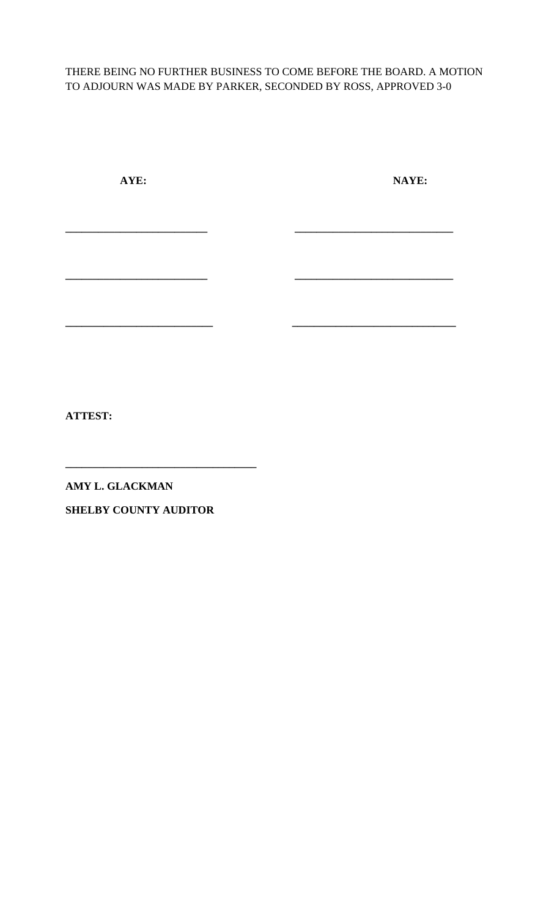THERE BEING NO FURTHER BUSINESS TO COME BEFORE THE BOARD. A MOTION TO ADJOURN WAS MADE BY PARKER, SECONDED BY ROSS, APPROVED 3-0

| **AYE:** | **NAYE:** |
| --- | --- |
| ___________________________ | ______________________________ |
| ___________________________ | ______________________________ |
| ____________________________ | _______________________________ |

**ATTEST:**

____________________________________

**AMY L. GLACKMAN**

**SHELBY COUNTY AUDITOR**